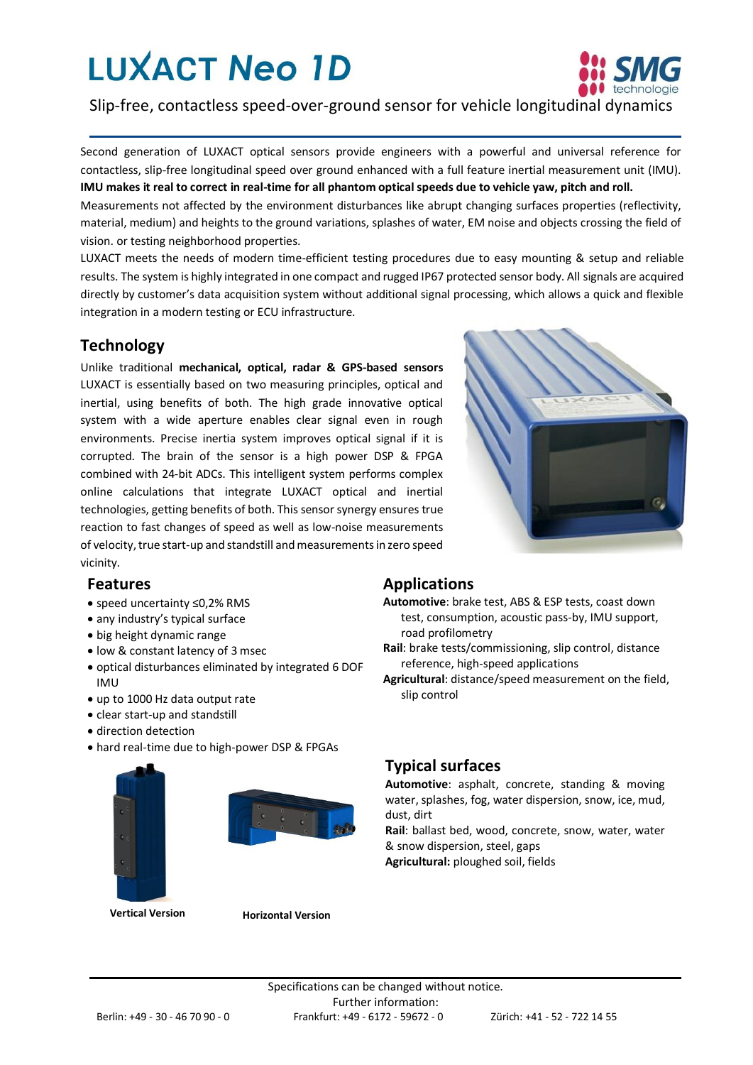# LUXACT Neo 1D

Slip-free, contactless speed-over-ground sensor for vehicle longitudinal dynamics

Second generation of LUXACT optical sensors provide engineers with a powerful and universal reference for contactless, slip-free longitudinal speed over ground enhanced with a full feature inertial measurement unit (IMU). **IMU makes it real to correct in real-time for all phantom optical speeds due to vehicle yaw, pitch and roll.**

Measurements not affected by the environment disturbances like abrupt changing surfaces properties (reflectivity, material, medium) and heights to the ground variations, splashes of water, EM noise and objects crossing the field of vision. or testing neighborhood properties.

LUXACT meets the needs of modern time-efficient testing procedures due to easy mounting & setup and reliable results. The system is highly integrated in one compact and rugged IP67 protected sensor body. All signals are acquired directly by customer's data acquisition system without additional signal processing, which allows a quick and flexible integration in a modern testing or ECU infrastructure.

## Technology

Unlike traditional **mechanical, optical, radar & GPS-based sensors** LUXACT is essentially based on two measuring principles, optical and inertial, using benefits of both. The high grade innovative optical system with a wide aperture enables clear signal even in rough environments. Precise inertia system improves optical signal if it is corrupted. The brain of the sensor is a high power DSP & FPGA combined with 24-bit ADCs. This intelligent system performs complex online calculations that integrate LUXACT optical and inertial technologies, getting benefits of both. This sensor synergy ensures true reaction to fast changes of speed as well as low-noise measurements of velocity, true start-up and standstill and measurements in zero speed vicinity.

## Features

- speed uncertainty ≤0,2% RMS
- any industry's typical surface
- big height dynamic range
- low & constant latency of 3 msec
- optical disturbances eliminated by integrated 6 DOF IMU
- up to 1000 Hz data output rate
- clear start-up and standstill
- direction detection
- hard real-time due to high-power DSP & FPGAs

**Vertical Version**

**Horizontal Version**

## Applications

**Automotive**: brake test, ABS & ESP tests, coast down test, consumption, acoustic pass-by, IMU support, road profilometry

**Rail**: brake tests/commissioning, slip control, distance reference, high-speed applications

**Agricultural**: distance/speed measurement on the field, slip control

## Typical surfaces

**Automotive**: asphalt, concrete, standing & moving water, splashes, fog, water dispersion, snow, ice, mud, dust, dirt

**Rail**: ballast bed, wood, concrete, snow, water, water & snow dispersion, steel, gaps

**Agricultural:** ploughed soil, fields

Specifications can be changed without notice.
Further information:
Berlin: +49 - 30 - 46 70 90 - 0 Frankfurt: +49 - 6172 - 59672 - 0 Zürich: +41 - 52 - 722 14 55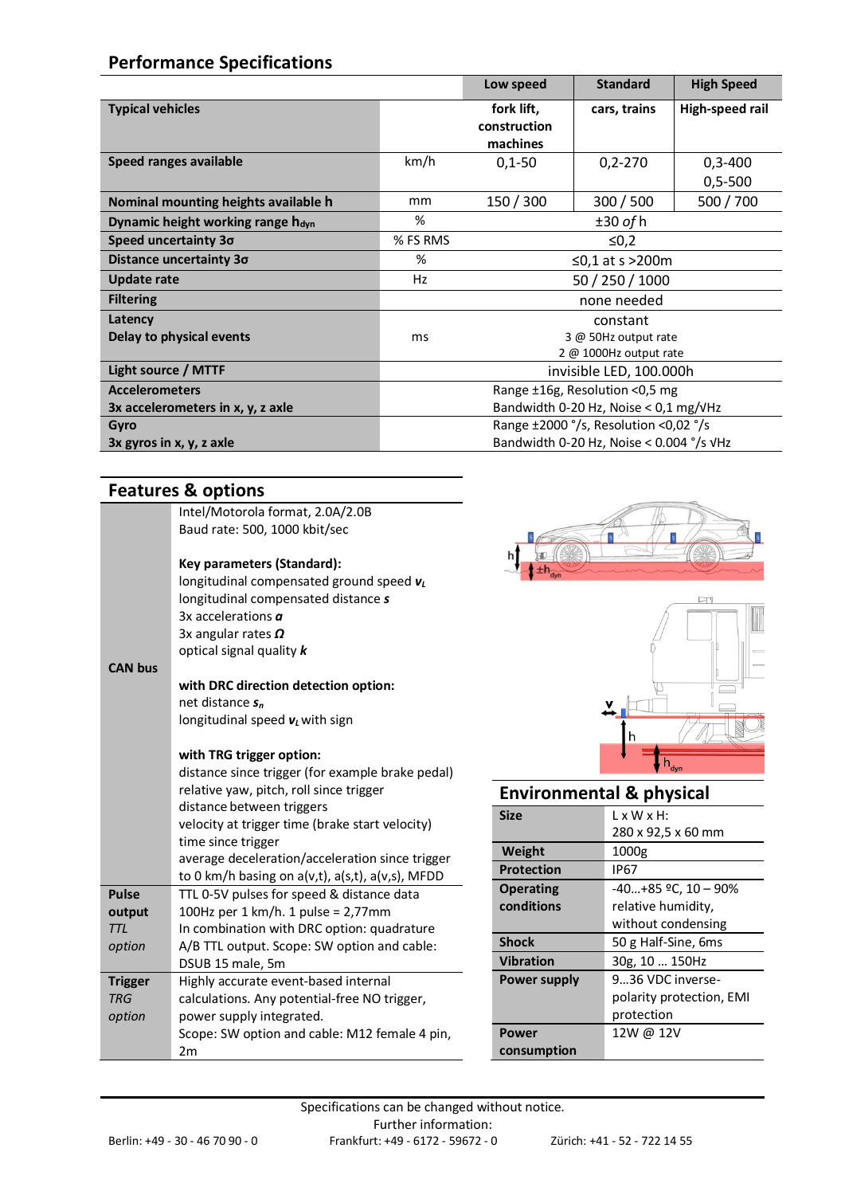## Performance Specifications

| | | Low speed | Standard | High Speed |
|---|---|---|---|---|
| **Typical vehicles** | | **fork lift, construction machines** | **cars, trains** | **High-speed rail** |
| **Speed ranges available** | km/h | 0,1-50 | 0,2-270 | 0,3-400<br>0,5-500 |
| **Nominal mounting heights available h** | mm | 150 / 300 | 300 / 500 | 500 / 700 |
| **Dynamic height working range $h_{dyn}$** | % | ±30 *of* h | | |
| **Speed uncertainty 3σ** | % FS RMS | ≤0,2 | | |
| **Distance uncertainty 3σ** | % | ≤0,1 at s >200m | | |
| **Update rate** | Hz | 50 / 250 / 1000 | | |
| **Filtering** | | none needed | | |
| **Latency**<br>**Delay to physical events** | ms | constant<br>3 @ 50Hz output rate<br>2 @ 1000Hz output rate | | |
| **Light source / MTTF** | | invisible LED, 100.000h | | |
| **Accelerometers**<br>**3x accelerometers in x, y, z axle** | | Range ±16g, Resolution <0,5 mg<br>Bandwidth 0-20 Hz, Noise < 0,1 mg/√Hz | | |
| **Gyro**<br>**3x gyros in x, y, z axle** | | Range ±2000 °/s, Resolution <0,02 °/s<br>Bandwidth 0-20 Hz, Noise < 0.004 °/s √Hz | | |

## Features & options

| | |
|---|---|
| **CAN bus** | Intel/Motorola format, 2.0A/2.0B<br>Baud rate: 500, 1000 kbit/sec<br><br>**Key parameters (Standard):**<br>longitudinal compensated ground speed $v_L$<br>longitudinal compensated distance $s$<br>3x accelerations $a$<br>3x angular rates $\Omega$<br>optical signal quality $k$<br><br>**with DRC direction detection option:**<br>net distance $s_n$<br>longitudinal speed $v_L$ with sign<br><br>**with TRG trigger option:**<br>distance since trigger (for example brake pedal)<br>relative yaw, pitch, roll since trigger<br>distance between triggers<br>velocity at trigger time (brake start velocity)<br>time since trigger<br>average deceleration/acceleration since trigger to 0 km/h basing on a(v,t), a(s,t), a(v,s), MFDD |
| **Pulse output** *TTL option* | TTL 0-5V pulses for speed & distance data<br>100Hz per 1 km/h. 1 pulse = 2,77mm<br>In combination with DRC option: quadrature A/B TTL output. Scope: SW option and cable: DSUB 15 male, 5m |
| **Trigger** *TRG option* | Highly accurate event-based internal calculations. Any potential-free NO trigger, power supply integrated.<br>Scope: SW option and cable: M12 female 4 pin, 2m |

## Environmental & physical

| | |
|---|---|
| **Size** | L x W x H:<br>280 x 92,5 x 60 mm |
| **Weight** | 1000g |
| **Protection** | IP67 |
| **Operating conditions** | -40…+85 ºC, 10 – 90% relative humidity, without condensing |
| **Shock** | 50 g Half-Sine, 6ms |
| **Vibration** | 30g, 10 … 150Hz |
| **Power supply** | 9…36 VDC inverse-polarity protection, EMI protection |
| **Power consumption** | 12W @ 12V |

Specifications can be changed without notice.
Further information:
Berlin: +49 - 30 - 46 70 90 - 0 Frankfurt: +49 - 6172 - 59672 - 0 Zürich: +41 - 52 - 722 14 55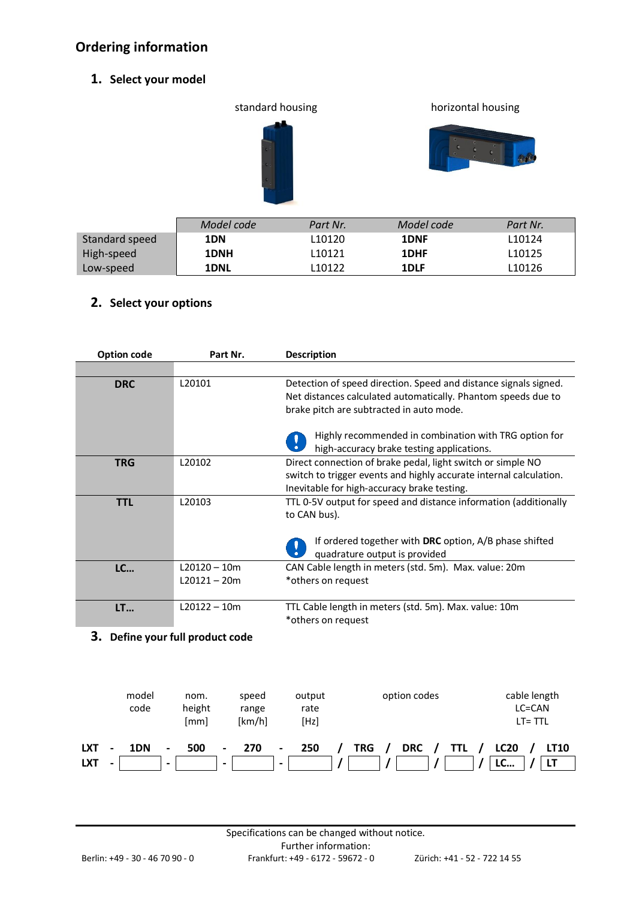## Ordering information

### 1. Select your model

| | standard housing | | horizontal housing | |
|---|---|---|---|---|
| | *Model code* | *Part Nr.* | *Model code* | *Part Nr.* |
| Standard speed | **1DN** | L10120 | **1DNF** | L10124 |
| High-speed | **1DNH** | L10121 | **1DHF** | L10125 |
| Low-speed | **1DNL** | L10122 | **1DLF** | L10126 |

### 2. Select your options

| Option code | Part Nr. | Description |
|---|---|---|
| **DRC** | L20101 | Detection of speed direction. Speed and distance signals signed. Net distances calculated automatically. Phantom speeds due to brake pitch are subtracted in auto mode.<br><br>Highly recommended in combination with TRG option for high-accuracy brake testing applications. |
| **TRG** | L20102 | Direct connection of brake pedal, light switch or simple NO switch to trigger events and highly accurate internal calculation. Inevitable for high-accuracy brake testing. |
| **TTL** | L20103 | TTL 0-5V output for speed and distance information (additionally to CAN bus).<br><br>If ordered together with **DRC** option, A/B phase shifted quadrature output is provided |
| **LC…** | L20120 – 10m<br>L20121 – 20m | CAN Cable length in meters (std. 5m). Max. value: 20m<br>*others on request |
| **LT…** | L20122 – 10m | TTL Cable length in meters (std. 5m). Max. value: 10m<br>*others on request |

### 3. Define your full product code

| | | model code | | nom. height [mm] | | speed range [km/h] | | output rate [Hz] | | option codes | | | | | | cable length LC=CAN | | LT= TTL |
|---|---|---|---|---|---|---|---|---|---|---|---|---|---|---|---|---|---|---|
| **LXT** | - | **1DN** | - | **500** | - | **270** | - | **250** | / | **TRG** | / | **DRC** | / | **TTL** | / | **LC20** | / | **LT10** |
| **LXT** | - | | - | | - | | - | | / | | / | | / | | / | **LC…** | / | **LT** |

Specifications can be changed without notice.
Further information:

Berlin: +49 - 30 - 46 70 90 - 0 Frankfurt: +49 - 6172 - 59672 - 0 Zürich: +41 - 52 - 722 14 55